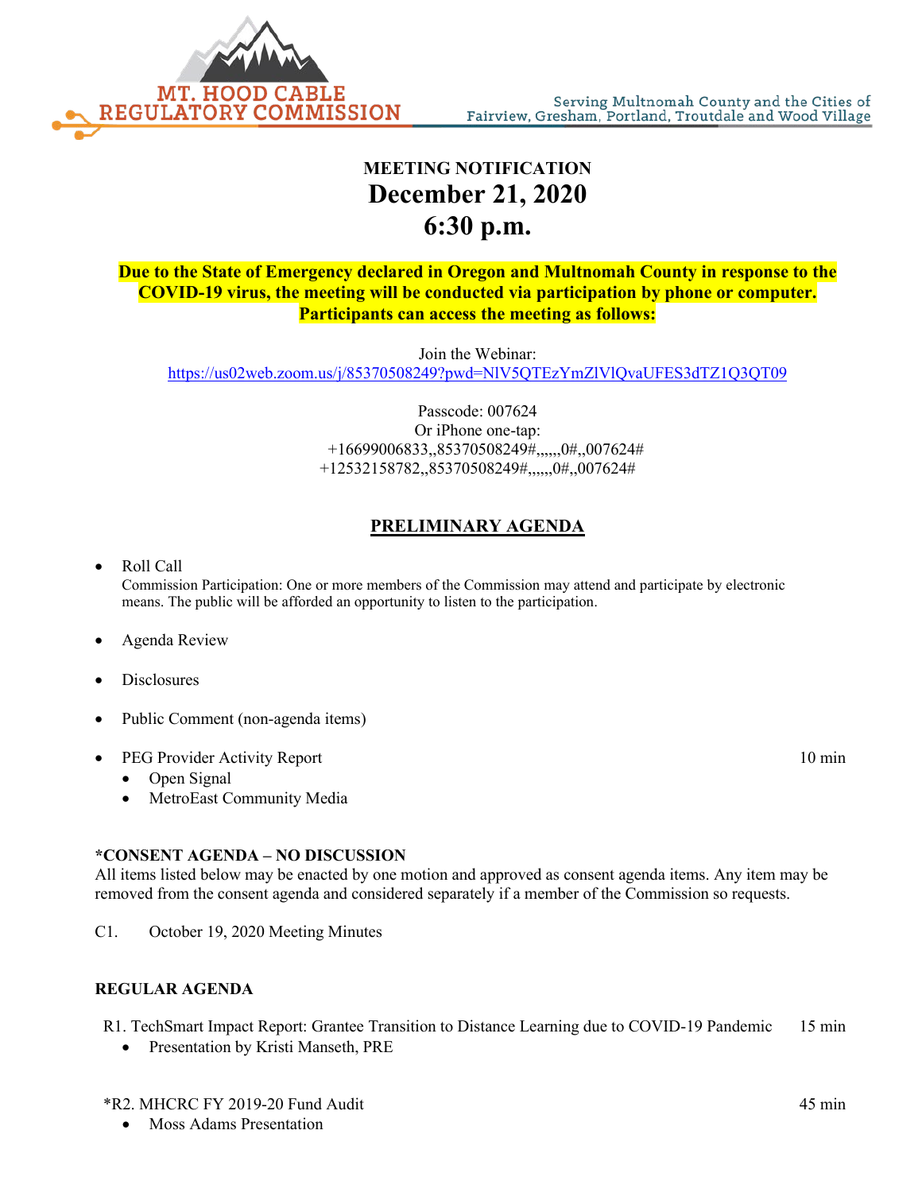MT. HOOD CABLE REGULATORY COMMISSION

Serving Multnomah County and the Cities of Fairview, Gresham, Portland, Troutdale and Wood Village

# MEETING NOTIFICATION
# December 21, 2020
# 6:30 p.m.

**Due to the State of Emergency declared in Oregon and Multnomah County in response to the COVID-19 virus, the meeting will be conducted via participation by phone or computer. Participants can access the meeting as follows:**

Join the Webinar:
https://us02web.zoom.us/j/85370508249?pwd=NlV5QTEzYmZlVlQvaUFES3dTZ1Q3QT09

Passcode: 007624
Or iPhone one-tap:
+16699006833,,85370508249#,,,,,,0#,,007624#
+12532158782,,85370508249#,,,,,,0#,,007624#

## PRELIMINARY AGENDA

- Roll Call
  Commission Participation: One or more members of the Commission may attend and participate by electronic means. The public will be afforded an opportunity to listen to the participation.
- Agenda Review
- Disclosures
- Public Comment (non-agenda items)
- PEG Provider Activity Report — 10 min
  - Open Signal
  - MetroEast Community Media

**\*CONSENT AGENDA – NO DISCUSSION**

All items listed below may be enacted by one motion and approved as consent agenda items. Any item may be removed from the consent agenda and considered separately if a member of the Commission so requests.

C1. October 19, 2020 Meeting Minutes

**REGULAR AGENDA**

R1. TechSmart Impact Report: Grantee Transition to Distance Learning due to COVID-19 Pandemic — 15 min
- Presentation by Kristi Manseth, PRE

\*R2. MHCRC FY 2019-20 Fund Audit — 45 min
- Moss Adams Presentation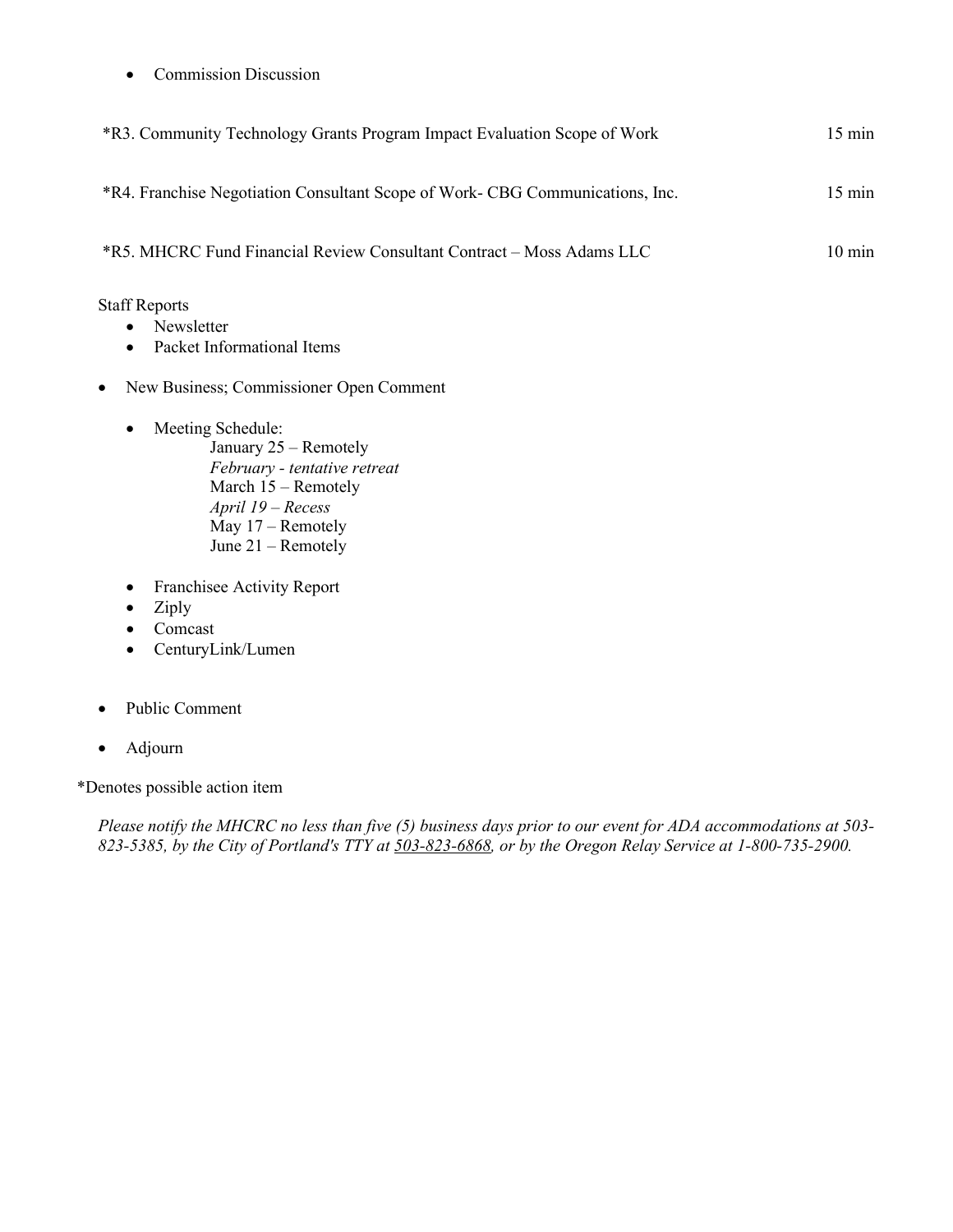- Commission Discussion

*R3. Community Technology Grants Program Impact Evaluation Scope of Work 15 min

*R4. Franchise Negotiation Consultant Scope of Work- CBG Communications, Inc. 15 min

*R5. MHCRC Fund Financial Review Consultant Contract – Moss Adams LLC 10 min

Staff Reports

- Newsletter
- Packet Informational Items

- New Business; Commissioner Open Comment

  - Meeting Schedule:
    January 25 – Remotely
    *February - tentative retreat*
    March 15 – Remotely
    *April 19 – Recess*
    May 17 – Remotely
    June 21 – Remotely

  - Franchisee Activity Report
  - Ziply
  - Comcast
  - CenturyLink/Lumen

- Public Comment

- Adjourn

*Denotes possible action item

*Please notify the MHCRC no less than five (5) business days prior to our event for ADA accommodations at 503-823-5385, by the City of Portland's TTY at 503-823-6868, or by the Oregon Relay Service at 1-800-735-2900.*